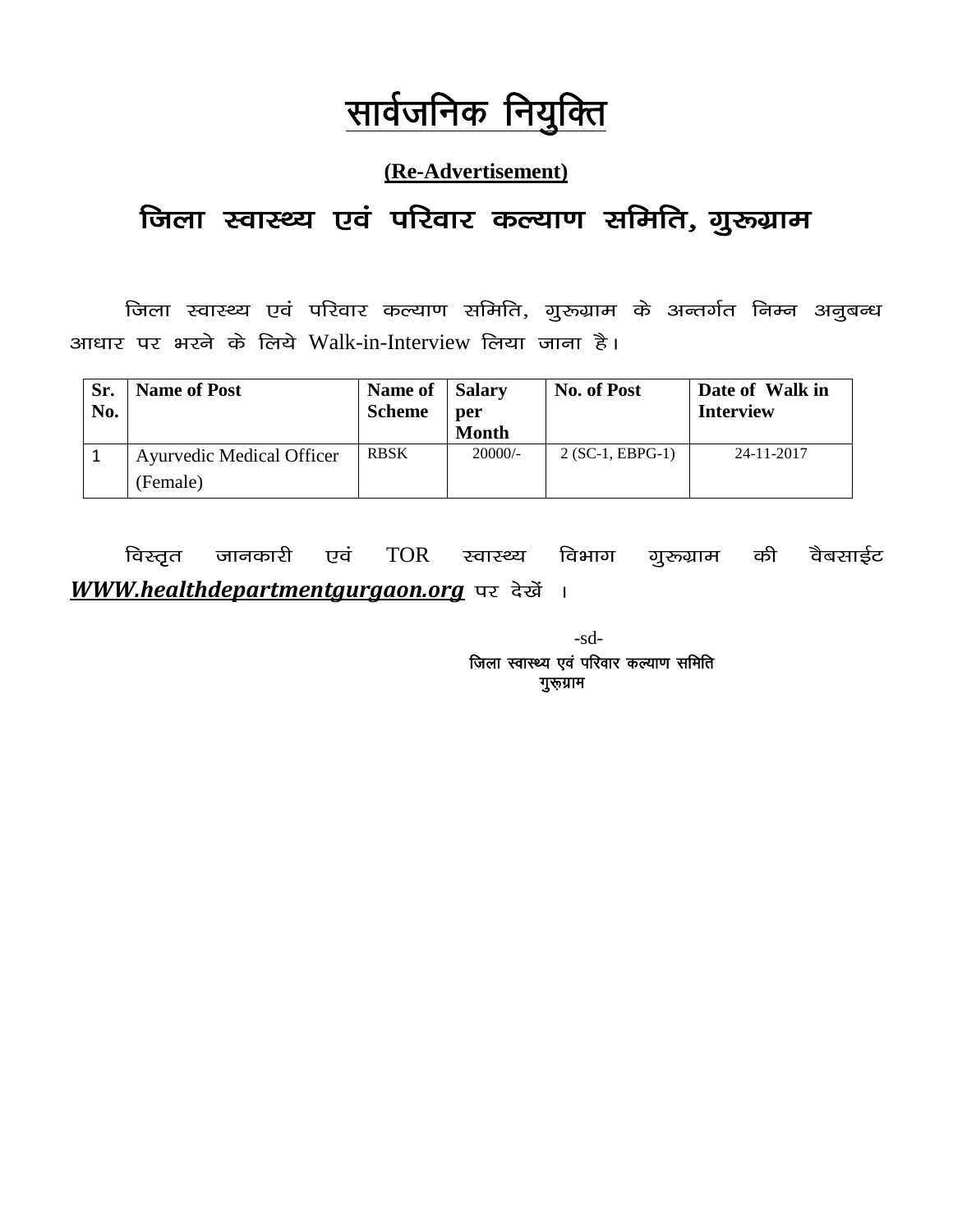# सार्वजनिक नियुक्ति

**(Re-Advertisement)**

## जिला स्वास्थ्य एवं परिवार कल्याण समिति, गुरूग्राम

जिला स्वास्थ्य एवं परिवार कल्याण समिति, गुरूग्राम के अन्तर्गत निम्न अनुबन्ध आधार पर भरने के लिये Walk-in-Interview लिया जाना है।

| Sr. No. | Name of Post | Name of Scheme | Salary per Month | No. of Post | Date of Walk in Interview |
|---|---|---|---|---|---|
| 1 | Ayurvedic Medical Officer (Female) | RBSK | 20000/- | 2 (SC-1, EBPG-1) | 24-11-2017 |

विस्तृत जानकारी एवं TOR स्वास्थ्य विभाग गुरूग्राम की वैबसाईट ***WWW.healthdepartmentgurgaon.org*** पर देखें ।

-sd-
जिला स्वास्थ्य एवं परिवार कल्याण समिति
गुरूग्राम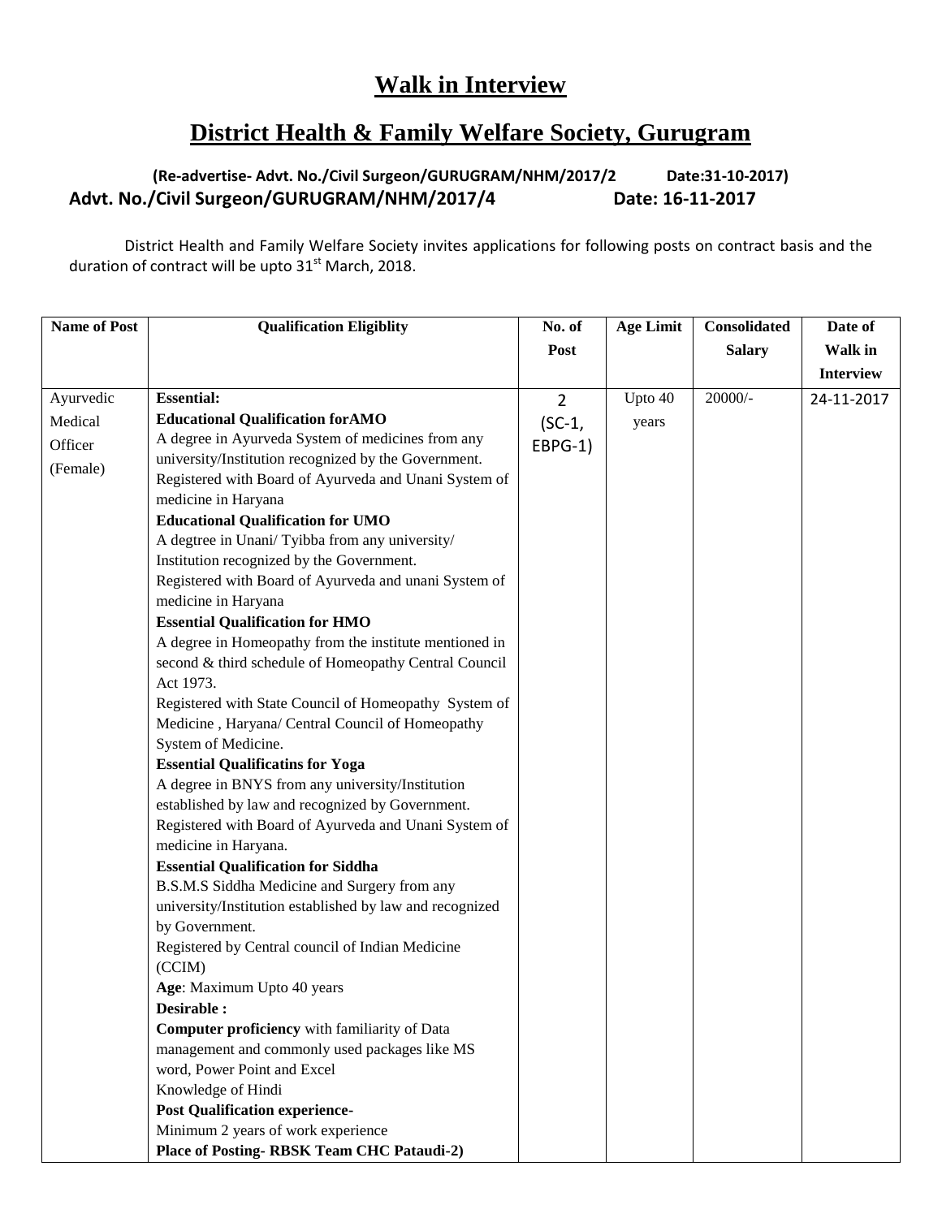# Walk in Interview

# District Health & Family Welfare Society, Gurugram

**(Re-advertise- Advt. No./Civil Surgeon/GURUGRAM/NHM/2017/2 Date:31-10-2017)**

**Advt. No./Civil Surgeon/GURUGRAM/NHM/2017/4 Date: 16-11-2017**

District Health and Family Welfare Society invites applications for following posts on contract basis and the duration of contract will be upto 31st March, 2018.

| Name of Post | Qualification Eligiblity | No. of Post | Age Limit | Consolidated Salary | Date of Walk in Interview |
|---|---|---|---|---|---|
| Ayurvedic Medical Officer (Female) | **Essential:**<br>**Educational Qualification forAMO**<br>A degree in Ayurveda System of medicines from any university/Institution recognized by the Government.<br>Registered with Board of Ayurveda and Unani System of medicine in Haryana<br>**Educational Qualification for UMO**<br>A degtree in Unani/ Tyibba from any university/ Institution recognized by the Government.<br>Registered with Board of Ayurveda and unani System of medicine in Haryana<br>**Essential Qualification for HMO**<br>A degree in Homeopathy from the institute mentioned in second & third schedule of Homeopathy Central Council Act 1973.<br>Registered with State Council of Homeopathy System of Medicine , Haryana/ Central Council of Homeopathy System of Medicine.<br>**Essential Qualificatins for Yoga**<br>A degree in BNYS from any university/Institution established by law and recognized by Government.<br>Registered with Board of Ayurveda and Unani System of medicine in Haryana.<br>**Essential Qualification for Siddha**<br>B.S.M.S Siddha Medicine and Surgery from any university/Institution established by law and recognized by Government.<br>Registered by Central council of Indian Medicine (CCIM)<br>**Age**: Maximum Upto 40 years<br>**Desirable :**<br>**Computer proficiency** with familiarity of Data management and commonly used packages like MS word, Power Point and Excel<br>Knowledge of Hindi<br>**Post Qualification experience-**<br>Minimum 2 years of work experience<br>**Place of Posting- RBSK Team CHC Pataudi-2)** | 2 (SC-1, EBPG-1) | Upto 40 years | 20000/- | 24-11-2017 |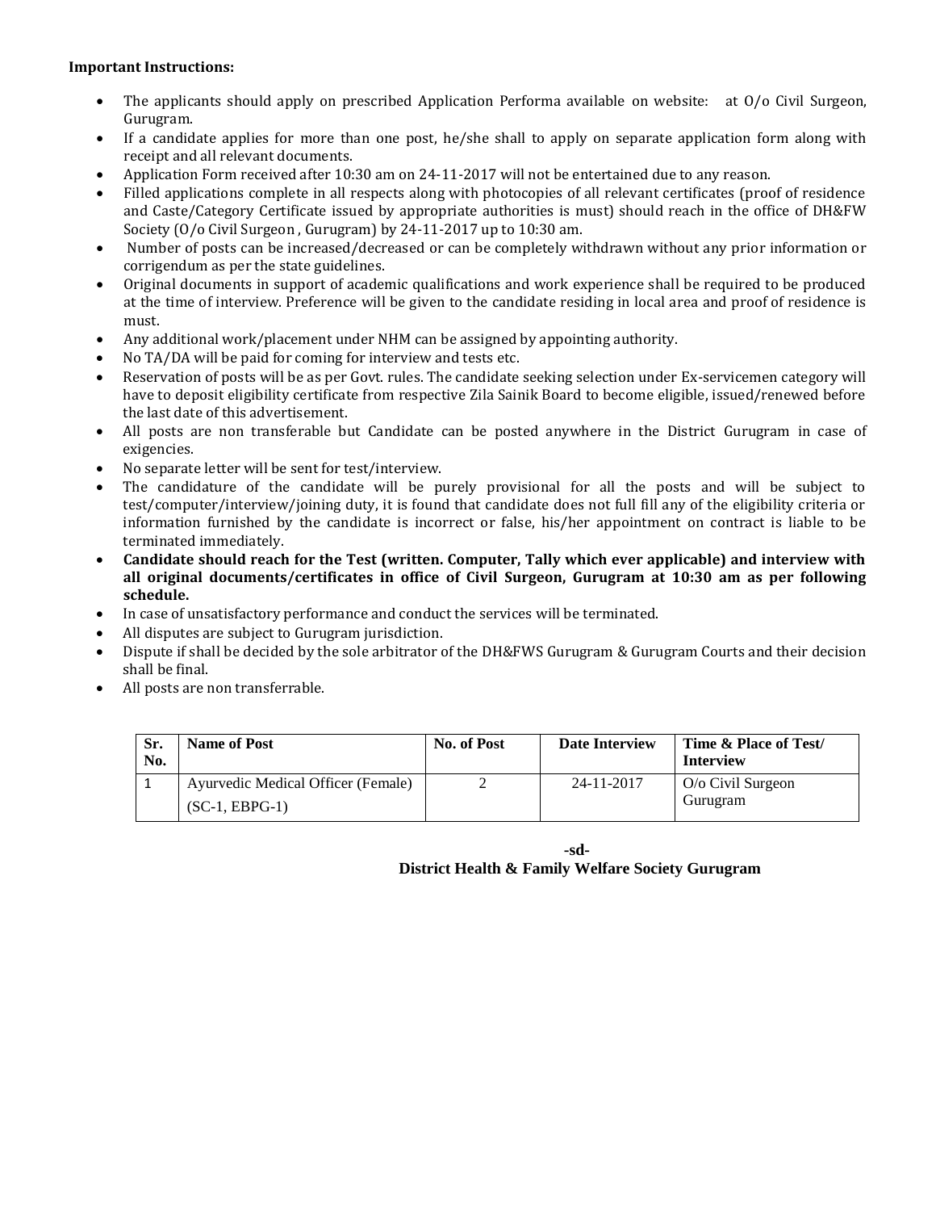**Important Instructions:**

- The applicants should apply on prescribed Application Performa available on website: at O/o Civil Surgeon, Gurugram.
- If a candidate applies for more than one post, he/she shall to apply on separate application form along with receipt and all relevant documents.
- Application Form received after 10:30 am on 24-11-2017 will not be entertained due to any reason.
- Filled applications complete in all respects along with photocopies of all relevant certificates (proof of residence and Caste/Category Certificate issued by appropriate authorities is must) should reach in the office of DH&FW Society (O/o Civil Surgeon , Gurugram) by 24-11-2017 up to 10:30 am.
- Number of posts can be increased/decreased or can be completely withdrawn without any prior information or corrigendum as per the state guidelines.
- Original documents in support of academic qualifications and work experience shall be required to be produced at the time of interview. Preference will be given to the candidate residing in local area and proof of residence is must.
- Any additional work/placement under NHM can be assigned by appointing authority.
- No TA/DA will be paid for coming for interview and tests etc.
- Reservation of posts will be as per Govt. rules. The candidate seeking selection under Ex-servicemen category will have to deposit eligibility certificate from respective Zila Sainik Board to become eligible, issued/renewed before the last date of this advertisement.
- All posts are non transferable but Candidate can be posted anywhere in the District Gurugram in case of exigencies.
- No separate letter will be sent for test/interview.
- The candidature of the candidate will be purely provisional for all the posts and will be subject to test/computer/interview/joining duty, it is found that candidate does not full fill any of the eligibility criteria or information furnished by the candidate is incorrect or false, his/her appointment on contract is liable to be terminated immediately.
- **Candidate should reach for the Test (written. Computer, Tally which ever applicable) and interview with all original documents/certificates in office of Civil Surgeon, Gurugram at 10:30 am as per following schedule.**
- In case of unsatisfactory performance and conduct the services will be terminated.
- All disputes are subject to Gurugram jurisdiction.
- Dispute if shall be decided by the sole arbitrator of the DH&FWS Gurugram & Gurugram Courts and their decision shall be final.
- All posts are non transferrable.

| Sr. No. | Name of Post | No. of Post | Date Interview | Time & Place of Test/ Interview |
|---|---|---|---|---|
| 1 | Ayurvedic Medical Officer (Female) (SC-1, EBPG-1) | 2 | 24-11-2017 | O/o Civil Surgeon Gurugram |

**-sd-**

**District Health & Family Welfare Society Gurugram**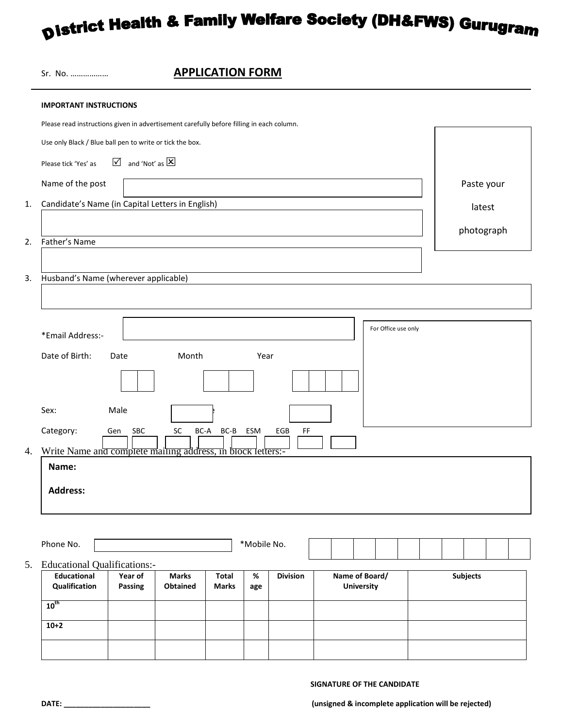# District Health & Family Welfare Society (DH&FWS) Gurugram

Sr. No. ………………

## APPLICATION FORM

**IMPORTANT INSTRUCTIONS**

Please read instructions given in advertisement carefully before filling in each column.

Use only Black / Blue ball pen to write or tick the box.

Please tick 'Yes' as ☑ and 'Not' as ☒

Name of the post

Paste your latest photograph

1. Candidate's Name (in Capital Letters in English)
2. Father's Name
3. Husband's Name (wherever applicable)

*Email Address:-

For Office use only

Date of Birth: Date Month Year

Sex: Male

Category: Gen SBC SC BC-A BC-B ESM EGB FF

4. Write Name and complete mailing address, in block letters:-

**Name:**

**Address:**

Phone No. *Mobile No.

5. Educational Qualifications:-

| Educational Qualification | Year of Passing | Marks Obtained | Total Marks | % age | Division | Name of Board/ University | Subjects |
|---|---|---|---|---|---|---|---|
| 10th | | | | | | | |
| 10+2 | | | | | | | |
| | | | | | | | |

**SIGNATURE OF THE CANDIDATE**

**DATE: ____________________**

**(unsigned & incomplete application will be rejected)**